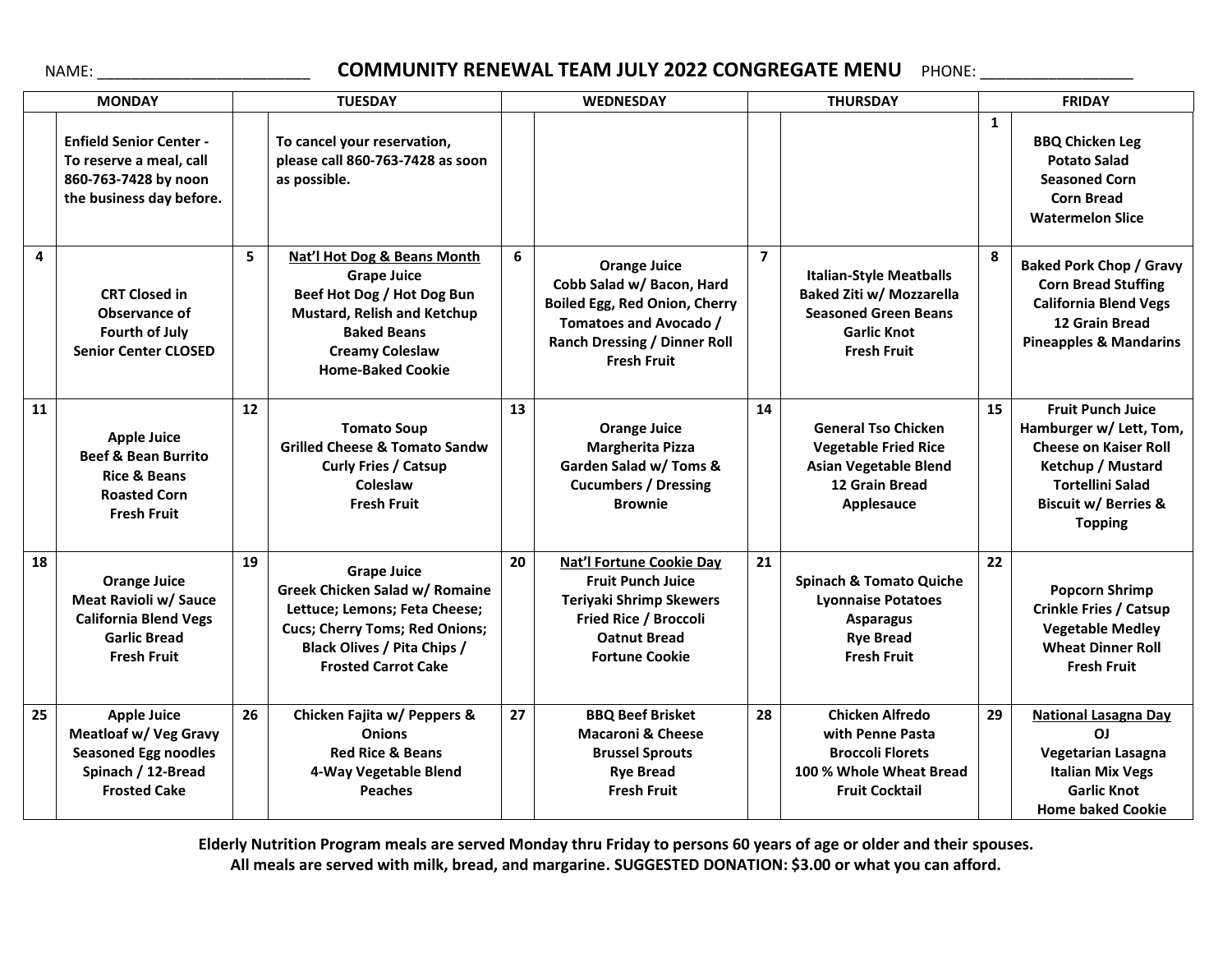NAME: ________________________ **COMMUNITY RENEWAL TEAM JULY 2022 CONGREGATE MENU** PHONE: _________________

| MONDAY | | TUESDAY | | WEDNESDAY | | THURSDAY | | FRIDAY | |
|---|---|---|---|---|---|---|---|---|---|
| | **Enfield Senior Center - To reserve a meal, call 860-763-7428 by noon the business day before.** | | **To cancel your reservation, please call 860-763-7428 as soon as possible.** | | | | | 1 | **BBQ Chicken Leg<br>Potato Salad<br>Seasoned Corn<br>Corn Bread<br>Watermelon Slice** |
| 4 | **CRT Closed in Observance of Fourth of July<br>Senior Center CLOSED** | 5 | **Nat'l Hot Dog & Beans Month**<br>**Grape Juice<br>Beef Hot Dog / Hot Dog Bun<br>Mustard, Relish and Ketchup<br>Baked Beans<br>Creamy Coleslaw<br>Home-Baked Cookie** | 6 | **Orange Juice<br>Cobb Salad w/ Bacon, Hard Boiled Egg, Red Onion, Cherry Tomatoes and Avocado / Ranch Dressing / Dinner Roll<br>Fresh Fruit** | 7 | **Italian-Style Meatballs<br>Baked Ziti w/ Mozzarella<br>Seasoned Green Beans<br>Garlic Knot<br>Fresh Fruit** | 8 | **Baked Pork Chop / Gravy<br>Corn Bread Stuffing<br>California Blend Vegs<br>12 Grain Bread<br>Pineapples & Mandarins** |
| 11 | **Apple Juice<br>Beef & Bean Burrito<br>Rice & Beans<br>Roasted Corn<br>Fresh Fruit** | 12 | **Tomato Soup<br>Grilled Cheese & Tomato Sandw<br>Curly Fries / Catsup<br>Coleslaw<br>Fresh Fruit** | 13 | **Orange Juice<br>Margherita Pizza<br>Garden Salad w/ Toms & Cucumbers / Dressing<br>Brownie** | 14 | **General Tso Chicken<br>Vegetable Fried Rice<br>Asian Vegetable Blend<br>12 Grain Bread<br>Applesauce** | 15 | **Fruit Punch Juice<br>Hamburger w/ Lett, Tom, Cheese on Kaiser Roll<br>Ketchup / Mustard<br>Tortellini Salad<br>Biscuit w/ Berries & Topping** |
| 18 | **Orange Juice<br>Meat Ravioli w/ Sauce<br>California Blend Vegs<br>Garlic Bread<br>Fresh Fruit** | 19 | **Grape Juice<br>Greek Chicken Salad w/ Romaine Lettuce; Lemons; Feta Cheese; Cucs; Cherry Toms; Red Onions; Black Olives / Pita Chips / Frosted Carrot Cake** | 20 | **Nat'l Fortune Cookie Day**<br>**Fruit Punch Juice<br>Teriyaki Shrimp Skewers<br>Fried Rice / Broccoli<br>Oatnut Bread<br>Fortune Cookie** | 21 | **Spinach & Tomato Quiche<br>Lyonnaise Potatoes<br>Asparagus<br>Rye Bread<br>Fresh Fruit** | 22 | **Popcorn Shrimp<br>Crinkle Fries / Catsup<br>Vegetable Medley<br>Wheat Dinner Roll<br>Fresh Fruit** |
| 25 | **Apple Juice<br>Meatloaf w/ Veg Gravy<br>Seasoned Egg noodles<br>Spinach / 12-Bread<br>Frosted Cake** | 26 | **Chicken Fajita w/ Peppers & Onions<br>Red Rice & Beans<br>4-Way Vegetable Blend<br>Peaches** | 27 | **BBQ Beef Brisket<br>Macaroni & Cheese<br>Brussel Sprouts<br>Rye Bread<br>Fresh Fruit** | 28 | **Chicken Alfredo with Penne Pasta<br>Broccoli Florets<br>100 % Whole Wheat Bread<br>Fruit Cocktail** | 29 | **National Lasagna Day**<br>**OJ<br>Vegetarian Lasagna<br>Italian Mix Vegs<br>Garlic Knot<br>Home baked Cookie** |

**Elderly Nutrition Program meals are served Monday thru Friday to persons 60 years of age or older and their spouses.**
**All meals are served with milk, bread, and margarine. SUGGESTED DONATION: $3.00 or what you can afford.**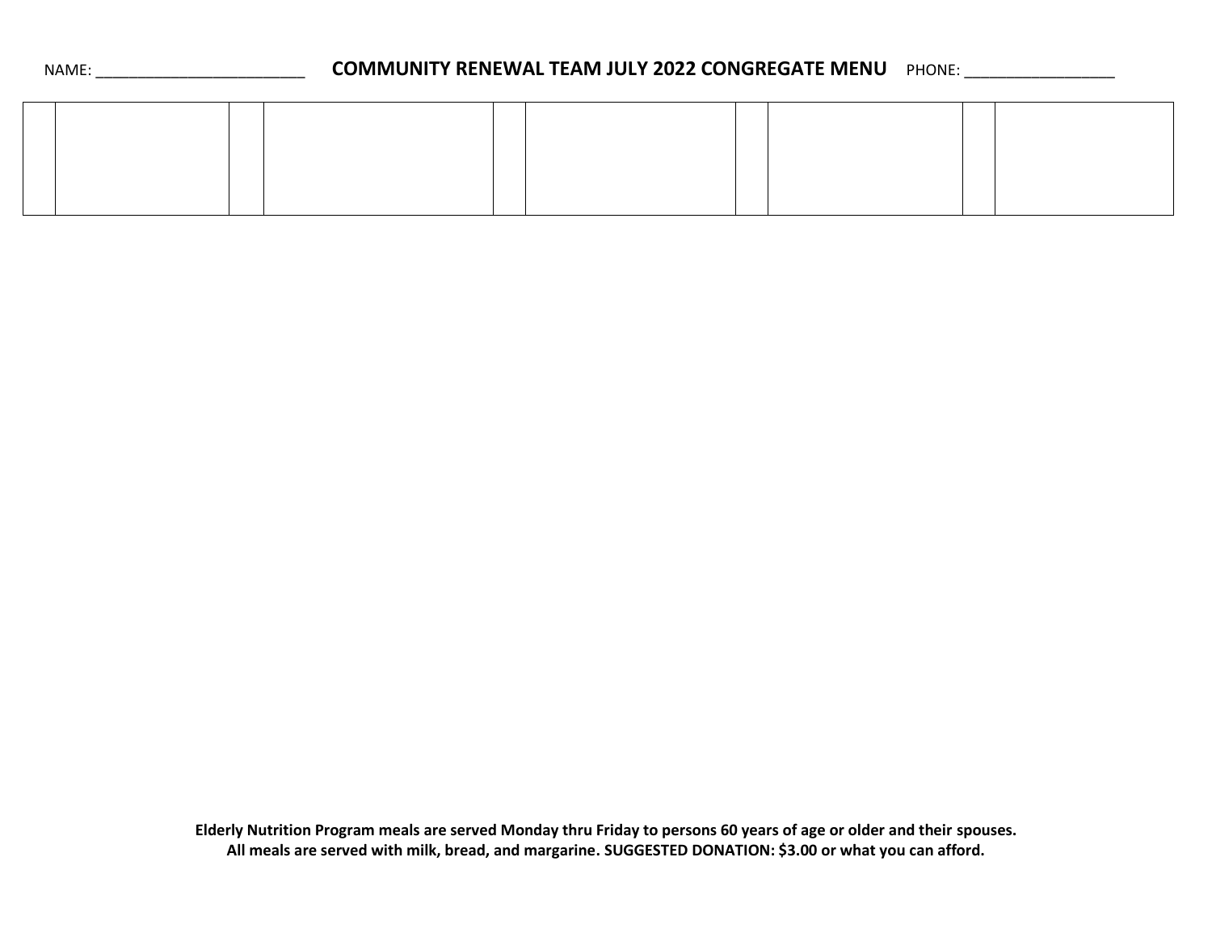NAME: _________________________ **COMMUNITY RENEWAL TEAM JULY 2022 CONGREGATE MENU** PHONE: _________________

| | | | | | | | | | |
|---|---|---|---|---|---|---|---|---|---|
| | | | | | | | | | |

**Elderly Nutrition Program meals are served Monday thru Friday to persons 60 years of age or older and their spouses.**
**All meals are served with milk, bread, and margarine. SUGGESTED DONATION: $3.00 or what you can afford.**